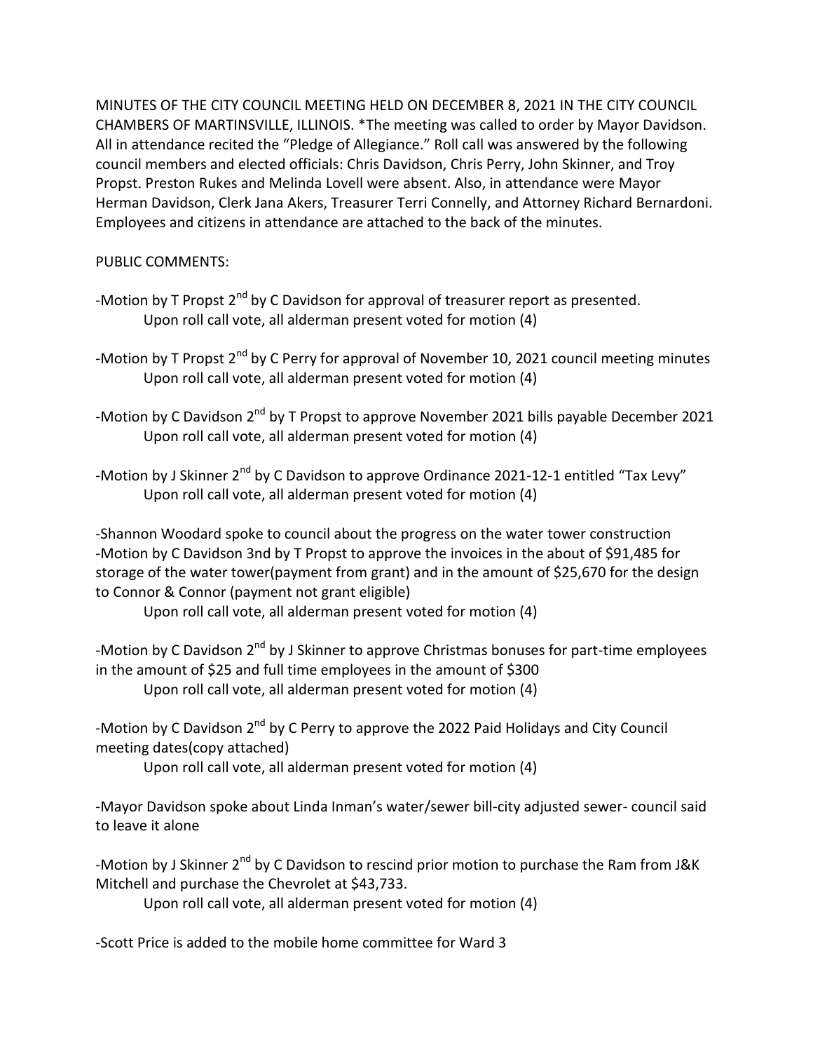MINUTES OF THE CITY COUNCIL MEETING HELD ON DECEMBER 8, 2021 IN THE CITY COUNCIL CHAMBERS OF MARTINSVILLE, ILLINOIS. *The meeting was called to order by Mayor Davidson. All in attendance recited the "Pledge of Allegiance." Roll call was answered by the following council members and elected officials: Chris Davidson, Chris Perry, John Skinner, and Troy Propst. Preston Rukes and Melinda Lovell were absent. Also, in attendance were Mayor Herman Davidson, Clerk Jana Akers, Treasurer Terri Connelly, and Attorney Richard Bernardoni. Employees and citizens in attendance are attached to the back of the minutes.

PUBLIC COMMENTS:

-Motion by T Propst 2nd by C Davidson for approval of treasurer report as presented.
    Upon roll call vote, all alderman present voted for motion (4)

-Motion by T Propst 2nd by C Perry for approval of November 10, 2021 council meeting minutes
    Upon roll call vote, all alderman present voted for motion (4)

-Motion by C Davidson 2nd by T Propst to approve November 2021 bills payable December 2021
    Upon roll call vote, all alderman present voted for motion (4)

-Motion by J Skinner 2nd by C Davidson to approve Ordinance 2021-12-1 entitled "Tax Levy"
    Upon roll call vote, all alderman present voted for motion (4)

-Shannon Woodard spoke to council about the progress on the water tower construction
-Motion by C Davidson 3nd by T Propst to approve the invoices in the about of $91,485 for storage of the water tower(payment from grant) and in the amount of $25,670 for the design to Connor & Connor (payment not grant eligible)
    Upon roll call vote, all alderman present voted for motion (4)

-Motion by C Davidson 2nd by J Skinner to approve Christmas bonuses for part-time employees in the amount of $25 and full time employees in the amount of $300
    Upon roll call vote, all alderman present voted for motion (4)

-Motion by C Davidson 2nd by C Perry to approve the 2022 Paid Holidays and City Council meeting dates(copy attached)
    Upon roll call vote, all alderman present voted for motion (4)

-Mayor Davidson spoke about Linda Inman's water/sewer bill-city adjusted sewer- council said to leave it alone

-Motion by J Skinner 2nd by C Davidson to rescind prior motion to purchase the Ram from J&K Mitchell and purchase the Chevrolet at $43,733.
    Upon roll call vote, all alderman present voted for motion (4)

-Scott Price is added to the mobile home committee for Ward 3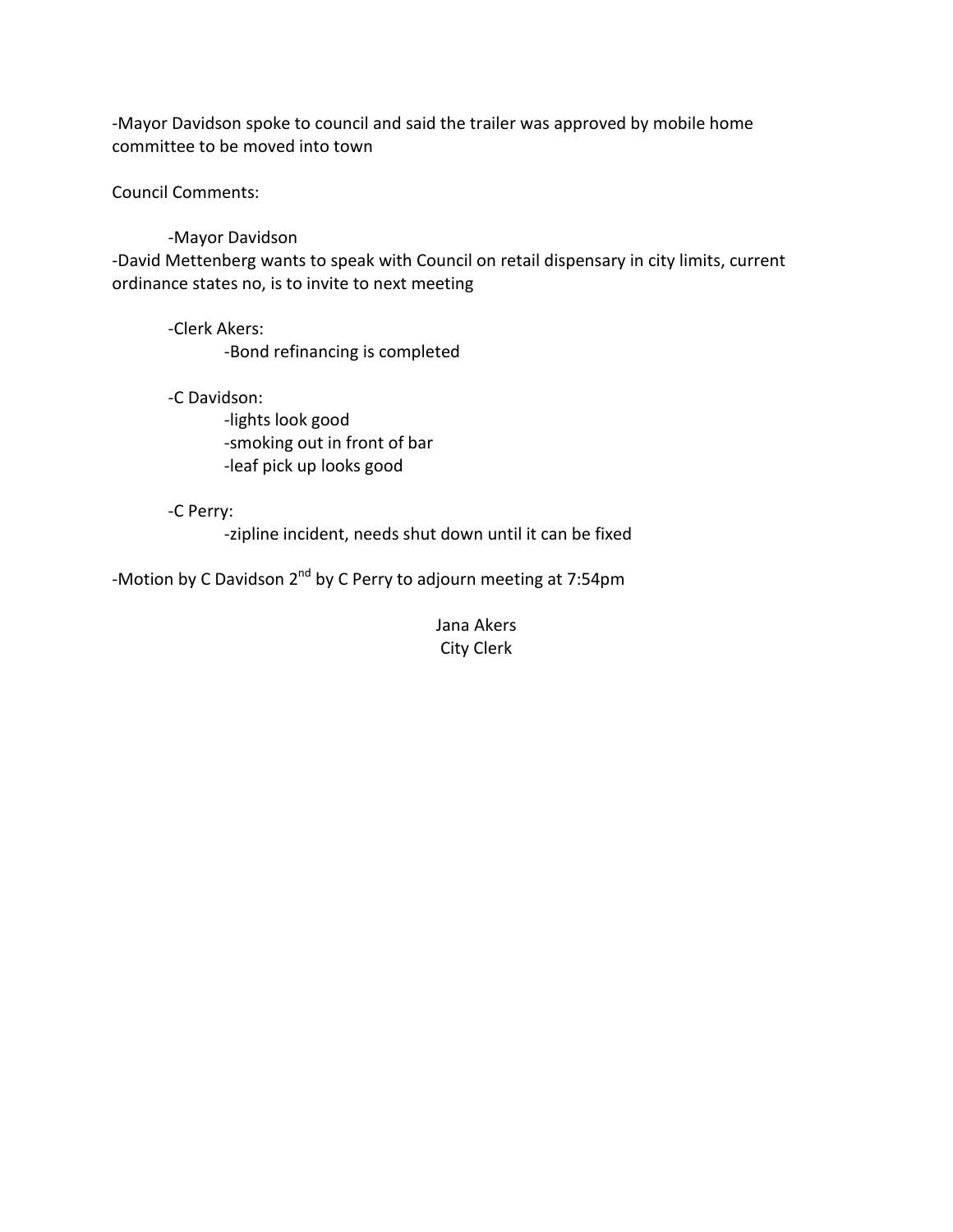-Mayor Davidson spoke to council and said the trailer was approved by mobile home committee to be moved into town

Council Comments:

- Mayor Davidson

-David Mettenberg wants to speak with Council on retail dispensary in city limits, current ordinance states no, is to invite to next meeting

- Clerk Akers:
  - Bond refinancing is completed

- C Davidson:
  - lights look good
  - smoking out in front of bar
  - leaf pick up looks good

- C Perry:
  - zipline incident, needs shut down until it can be fixed

-Motion by C Davidson 2nd by C Perry to adjourn meeting at 7:54pm

Jana Akers
City Clerk